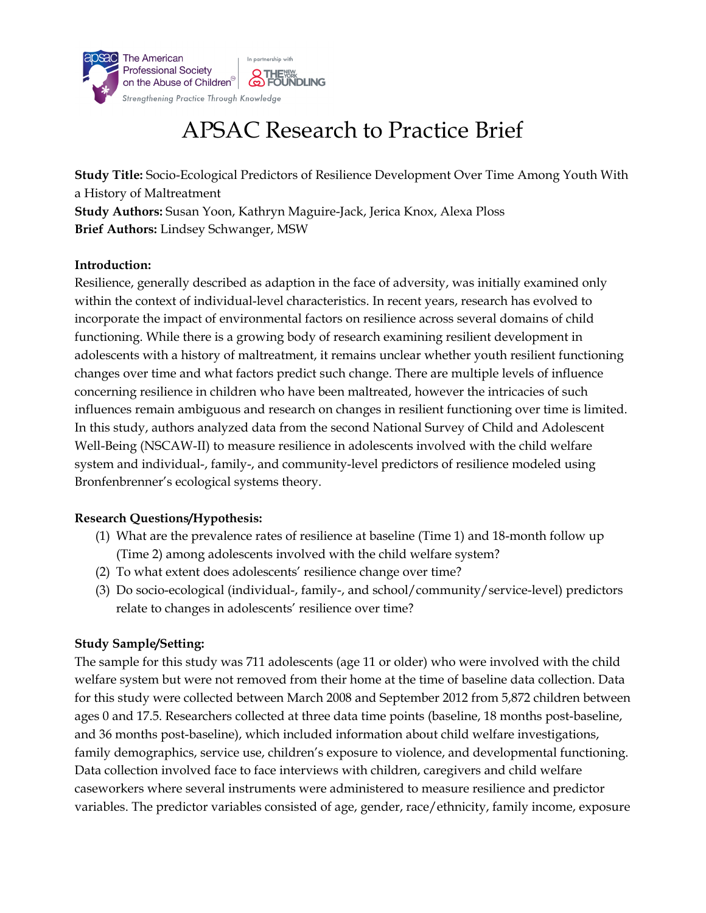# APSAC Research to Practice Brief

**Study Title:** Socio-Ecological Predictors of Resilience Development Over Time Among Youth With a History of Maltreatment
**Study Authors:** Susan Yoon, Kathryn Maguire-Jack, Jerica Knox, Alexa Ploss
**Brief Authors:** Lindsey Schwanger, MSW

**Introduction:**
Resilience, generally described as adaption in the face of adversity, was initially examined only within the context of individual-level characteristics. In recent years, research has evolved to incorporate the impact of environmental factors on resilience across several domains of child functioning. While there is a growing body of research examining resilient development in adolescents with a history of maltreatment, it remains unclear whether youth resilient functioning changes over time and what factors predict such change. There are multiple levels of influence concerning resilience in children who have been maltreated, however the intricacies of such influences remain ambiguous and research on changes in resilient functioning over time is limited. In this study, authors analyzed data from the second National Survey of Child and Adolescent Well-Being (NSCAW-II) to measure resilience in adolescents involved with the child welfare system and individual-, family-, and community-level predictors of resilience modeled using Bronfenbrenner's ecological systems theory.

**Research Questions/Hypothesis:**

(1) What are the prevalence rates of resilience at baseline (Time 1) and 18-month follow up (Time 2) among adolescents involved with the child welfare system?
(2) To what extent does adolescents' resilience change over time?
(3) Do socio-ecological (individual-, family-, and school/community/service-level) predictors relate to changes in adolescents' resilience over time?

**Study Sample/Setting:**
The sample for this study was 711 adolescents (age 11 or older) who were involved with the child welfare system but were not removed from their home at the time of baseline data collection. Data for this study were collected between March 2008 and September 2012 from 5,872 children between ages 0 and 17.5. Researchers collected at three data time points (baseline, 18 months post-baseline, and 36 months post-baseline), which included information about child welfare investigations, family demographics, service use, children's exposure to violence, and developmental functioning. Data collection involved face to face interviews with children, caregivers and child welfare caseworkers where several instruments were administered to measure resilience and predictor variables. The predictor variables consisted of age, gender, race/ethnicity, family income, exposure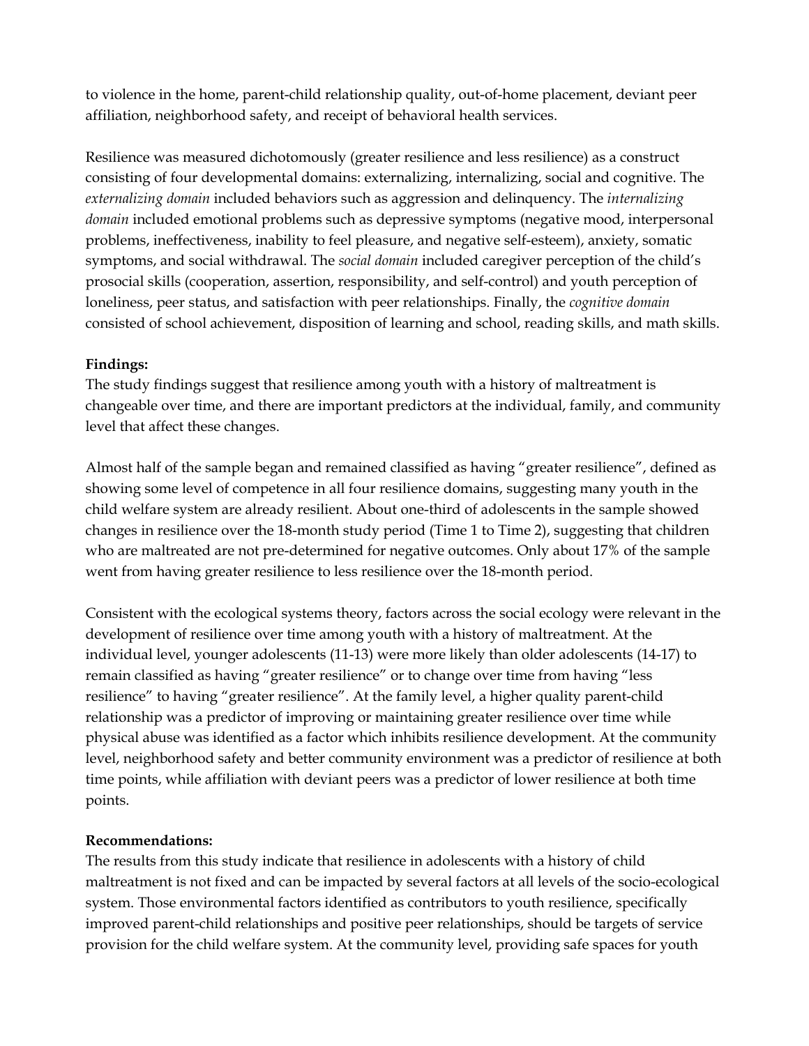to violence in the home, parent-child relationship quality, out-of-home placement, deviant peer affiliation, neighborhood safety, and receipt of behavioral health services.

Resilience was measured dichotomously (greater resilience and less resilience) as a construct consisting of four developmental domains: externalizing, internalizing, social and cognitive. The *externalizing domain* included behaviors such as aggression and delinquency. The *internalizing domain* included emotional problems such as depressive symptoms (negative mood, interpersonal problems, ineffectiveness, inability to feel pleasure, and negative self-esteem), anxiety, somatic symptoms, and social withdrawal. The *social domain* included caregiver perception of the child's prosocial skills (cooperation, assertion, responsibility, and self-control) and youth perception of loneliness, peer status, and satisfaction with peer relationships. Finally, the *cognitive domain* consisted of school achievement, disposition of learning and school, reading skills, and math skills.

**Findings:**
The study findings suggest that resilience among youth with a history of maltreatment is changeable over time, and there are important predictors at the individual, family, and community level that affect these changes.

Almost half of the sample began and remained classified as having "greater resilience", defined as showing some level of competence in all four resilience domains, suggesting many youth in the child welfare system are already resilient. About one-third of adolescents in the sample showed changes in resilience over the 18-month study period (Time 1 to Time 2), suggesting that children who are maltreated are not pre-determined for negative outcomes. Only about 17% of the sample went from having greater resilience to less resilience over the 18-month period.

Consistent with the ecological systems theory, factors across the social ecology were relevant in the development of resilience over time among youth with a history of maltreatment. At the individual level, younger adolescents (11-13) were more likely than older adolescents (14-17) to remain classified as having "greater resilience" or to change over time from having "less resilience" to having "greater resilience". At the family level, a higher quality parent-child relationship was a predictor of improving or maintaining greater resilience over time while physical abuse was identified as a factor which inhibits resilience development. At the community level, neighborhood safety and better community environment was a predictor of resilience at both time points, while affiliation with deviant peers was a predictor of lower resilience at both time points.

**Recommendations:**
The results from this study indicate that resilience in adolescents with a history of child maltreatment is not fixed and can be impacted by several factors at all levels of the socio-ecological system. Those environmental factors identified as contributors to youth resilience, specifically improved parent-child relationships and positive peer relationships, should be targets of service provision for the child welfare system. At the community level, providing safe spaces for youth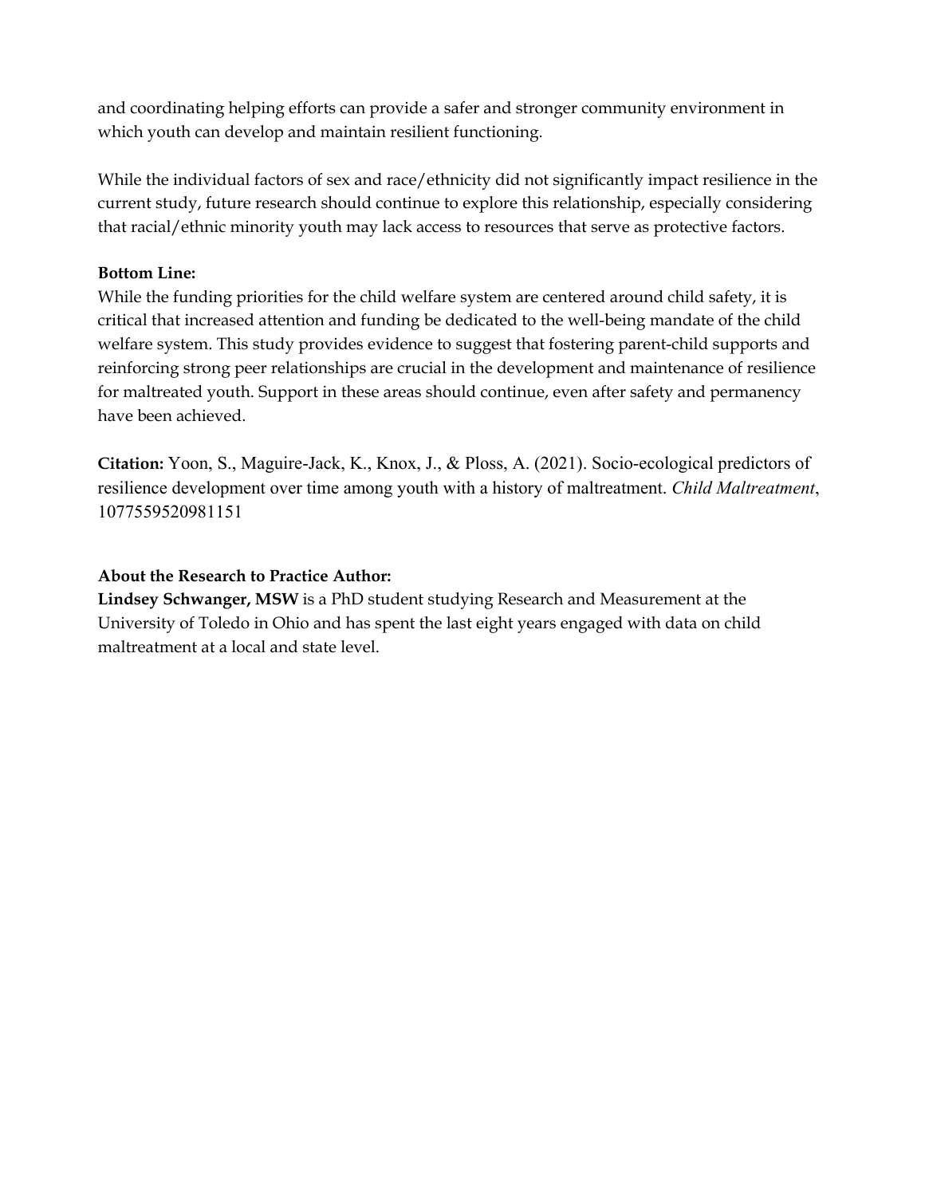and coordinating helping efforts can provide a safer and stronger community environment in which youth can develop and maintain resilient functioning.

While the individual factors of sex and race/ethnicity did not significantly impact resilience in the current study, future research should continue to explore this relationship, especially considering that racial/ethnic minority youth may lack access to resources that serve as protective factors.

**Bottom Line:**
While the funding priorities for the child welfare system are centered around child safety, it is critical that increased attention and funding be dedicated to the well-being mandate of the child welfare system. This study provides evidence to suggest that fostering parent-child supports and reinforcing strong peer relationships are crucial in the development and maintenance of resilience for maltreated youth. Support in these areas should continue, even after safety and permanency have been achieved.

**Citation:** Yoon, S., Maguire-Jack, K., Knox, J., & Ploss, A. (2021). Socio-ecological predictors of resilience development over time among youth with a history of maltreatment. *Child Maltreatment*, 1077559520981151

**About the Research to Practice Author:**
**Lindsey Schwanger, MSW** is a PhD student studying Research and Measurement at the University of Toledo in Ohio and has spent the last eight years engaged with data on child maltreatment at a local and state level.